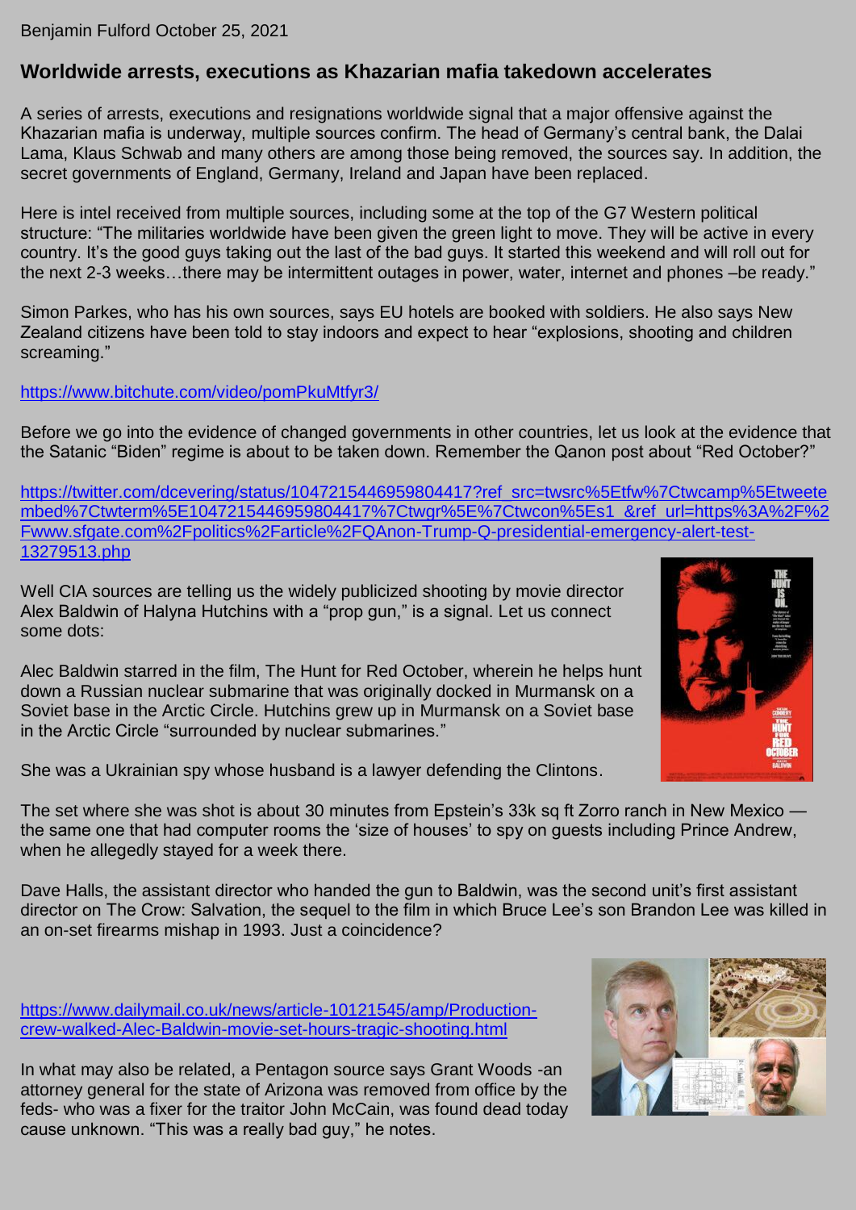Benjamin Fulford October 25, 2021

## Worldwide arrests, executions as Khazarian mafia takedown accelerates

A series of arrests, executions and resignations worldwide signal that a major offensive against the Khazarian mafia is underway, multiple sources confirm. The head of Germany's central bank, the Dalai Lama, Klaus Schwab and many others are among those being removed, the sources say. In addition, the secret governments of England, Germany, Ireland and Japan have been replaced.

Here is intel received from multiple sources, including some at the top of the G7 Western political structure: "The militaries worldwide have been given the green light to move. They will be active in every country. It's the good guys taking out the last of the bad guys. It started this weekend and will roll out for the next 2-3 weeks…there may be intermittent outages in power, water, internet and phones –be ready."

Simon Parkes, who has his own sources, says EU hotels are booked with soldiers. He also says New Zealand citizens have been told to stay indoors and expect to hear "explosions, shooting and children screaming."

https://www.bitchute.com/video/pomPkuMtfyr3/

Before we go into the evidence of changed governments in other countries, let us look at the evidence that the Satanic "Biden" regime is about to be taken down. Remember the Qanon post about "Red October?"

https://twitter.com/dcevering/status/1047215446959804417?ref_src=twsrc%5Etfw%7Ctwcamp%5Etweetembed%7Ctwterm%5E1047215446959804417%7Ctwgr%5E%7Ctwcon%5Es1_&ref_url=https%3A%2F%2Fwww.sfgate.com%2Fpolitics%2Farticle%2FQAnon-Trump-Q-presidential-emergency-alert-test-13279513.php

Well CIA sources are telling us the widely publicized shooting by movie director Alex Baldwin of Halyna Hutchins with a "prop gun," is a signal. Let us connect some dots:

Alec Baldwin starred in the film, The Hunt for Red October, wherein he helps hunt down a Russian nuclear submarine that was originally docked in Murmansk on a Soviet base in the Arctic Circle. Hutchins grew up in Murmansk on a Soviet base in the Arctic Circle "surrounded by nuclear submarines."

She was a Ukrainian spy whose husband is a lawyer defending the Clintons.

The set where she was shot is about 30 minutes from Epstein's 33k sq ft Zorro ranch in New Mexico — the same one that had computer rooms the 'size of houses' to spy on guests including Prince Andrew, when he allegedly stayed for a week there.

Dave Halls, the assistant director who handed the gun to Baldwin, was the second unit's first assistant director on The Crow: Salvation, the sequel to the film in which Bruce Lee's son Brandon Lee was killed in an on-set firearms mishap in 1993. Just a coincidence?

https://www.dailymail.co.uk/news/article-10121545/amp/Production-crew-walked-Alec-Baldwin-movie-set-hours-tragic-shooting.html

In what may also be related, a Pentagon source says Grant Woods -an attorney general for the state of Arizona was removed from office by the feds- who was a fixer for the traitor John McCain, was found dead today cause unknown. "This was a really bad guy," he notes.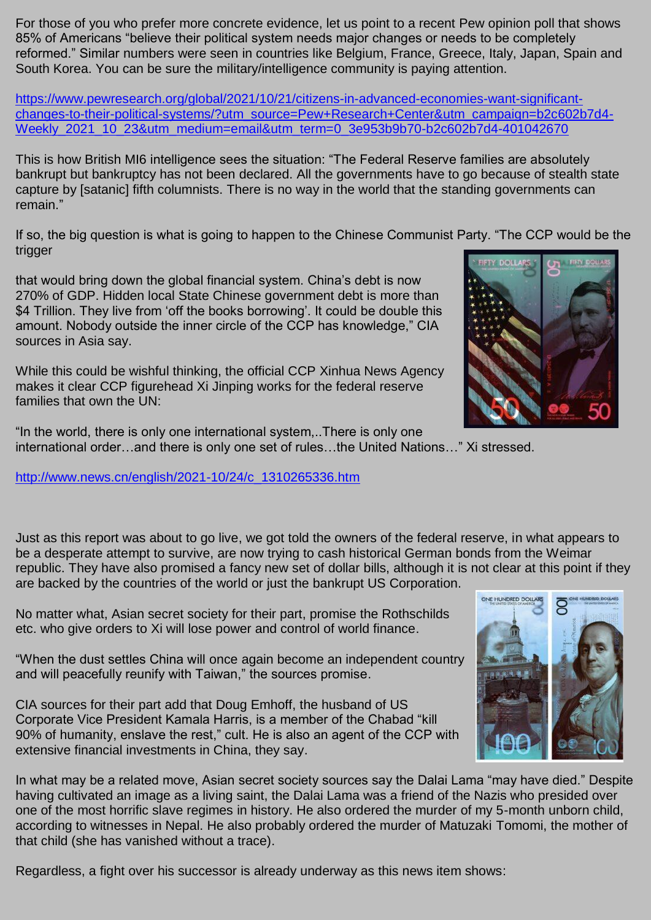For those of you who prefer more concrete evidence, let us point to a recent Pew opinion poll that shows 85% of Americans "believe their political system needs major changes or needs to be completely reformed." Similar numbers were seen in countries like Belgium, France, Greece, Italy, Japan, Spain and South Korea. You can be sure the military/intelligence community is paying attention.

https://www.pewresearch.org/global/2021/10/21/citizens-in-advanced-economies-want-significant-changes-to-their-political-systems/?utm_source=Pew+Research+Center&utm_campaign=b2c602b7d4-Weekly_2021_10_23&utm_medium=email&utm_term=0_3e953b9b70-b2c602b7d4-401042670

This is how British MI6 intelligence sees the situation: "The Federal Reserve families are absolutely bankrupt but bankruptcy has not been declared. All the governments have to go because of stealth state capture by [satanic] fifth columnists. There is no way in the world that the standing governments can remain."

If so, the big question is what is going to happen to the Chinese Communist Party. "The CCP would be the trigger that would bring down the global financial system. China's debt is now 270% of GDP. Hidden local State Chinese government debt is more than $4 Trillion. They live from 'off the books borrowing'. It could be double this amount. Nobody outside the inner circle of the CCP has knowledge," CIA sources in Asia say.

While this could be wishful thinking, the official CCP Xinhua News Agency makes it clear CCP figurehead Xi Jinping works for the federal reserve families that own the UN:

"In the world, there is only one international system,..There is only one international order…and there is only one set of rules…the United Nations…" Xi stressed.

http://www.news.cn/english/2021-10/24/c_1310265336.htm

Just as this report was about to go live, we got told the owners of the federal reserve, in what appears to be a desperate attempt to survive, are now trying to cash historical German bonds from the Weimar republic. They have also promised a fancy new set of dollar bills, although it is not clear at this point if they are backed by the countries of the world or just the bankrupt US Corporation.

No matter what, Asian secret society for their part, promise the Rothschilds etc. who give orders to Xi will lose power and control of world finance.

"When the dust settles China will once again become an independent country and will peacefully reunify with Taiwan," the sources promise.

CIA sources for their part add that Doug Emhoff, the husband of US Corporate Vice President Kamala Harris, is a member of the Chabad "kill 90% of humanity, enslave the rest," cult. He is also an agent of the CCP with extensive financial investments in China, they say.

In what may be a related move, Asian secret society sources say the Dalai Lama "may have died." Despite having cultivated an image as a living saint, the Dalai Lama was a friend of the Nazis who presided over one of the most horrific slave regimes in history. He also ordered the murder of my 5-month unborn child, according to witnesses in Nepal. He also probably ordered the murder of Matuzaki Tomomi, the mother of that child (she has vanished without a trace).

Regardless, a fight over his successor is already underway as this news item shows: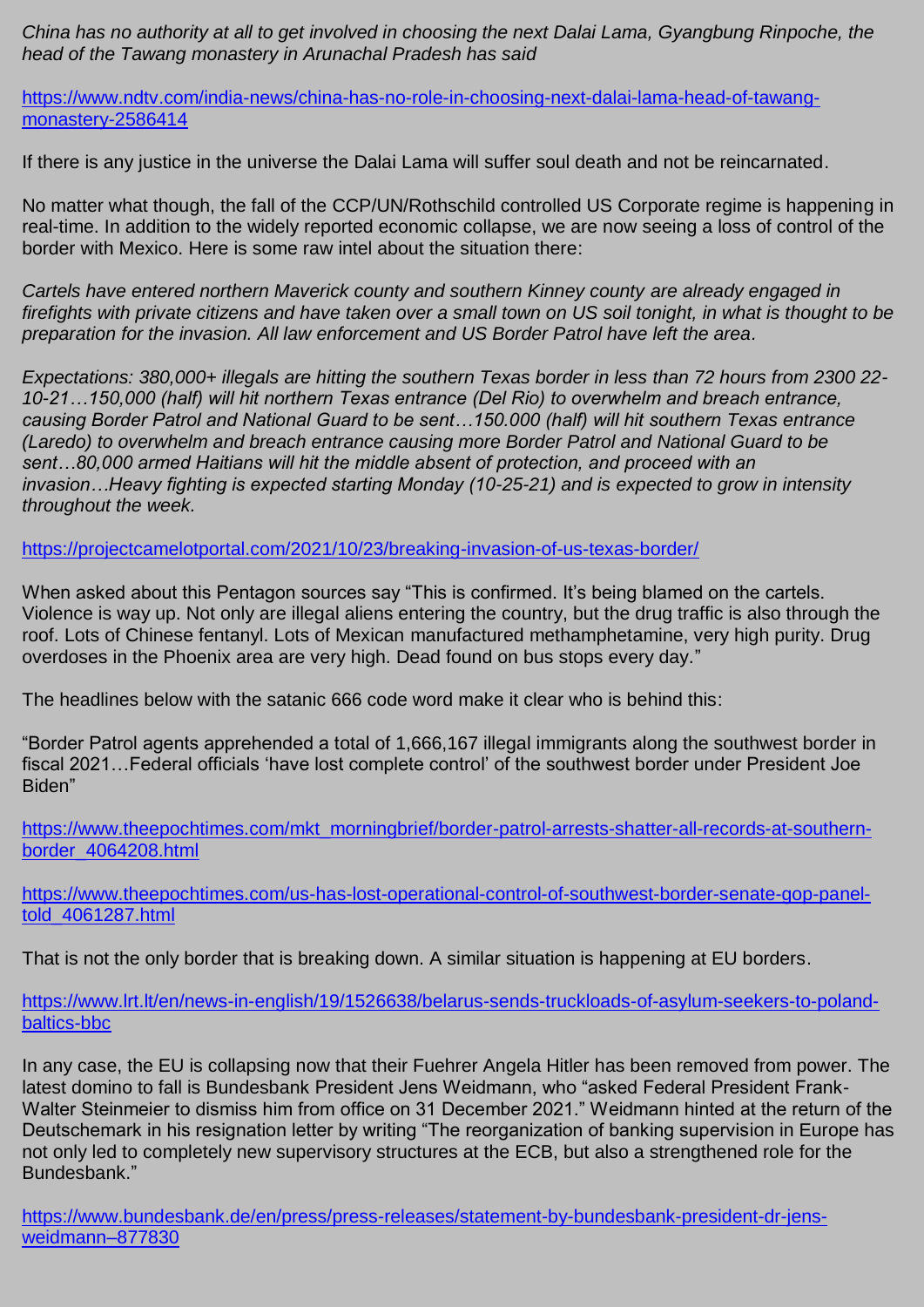*China has no authority at all to get involved in choosing the next Dalai Lama, Gyangbung Rinpoche, the head of the Tawang monastery in Arunachal Pradesh has said*

https://www.ndtv.com/india-news/china-has-no-role-in-choosing-next-dalai-lama-head-of-tawang-monastery-2586414

If there is any justice in the universe the Dalai Lama will suffer soul death and not be reincarnated.

No matter what though, the fall of the CCP/UN/Rothschild controlled US Corporate regime is happening in real-time. In addition to the widely reported economic collapse, we are now seeing a loss of control of the border with Mexico. Here is some raw intel about the situation there:

*Cartels have entered northern Maverick county and southern Kinney county are already engaged in firefights with private citizens and have taken over a small town on US soil tonight, in what is thought to be preparation for the invasion. All law enforcement and US Border Patrol have left the area.*

*Expectations: 380,000+ illegals are hitting the southern Texas border in less than 72 hours from 2300 22-10-21…150,000 (half) will hit northern Texas entrance (Del Rio) to overwhelm and breach entrance, causing Border Patrol and National Guard to be sent…150.000 (half) will hit southern Texas entrance (Laredo) to overwhelm and breach entrance causing more Border Patrol and National Guard to be sent…80,000 armed Haitians will hit the middle absent of protection, and proceed with an invasion…Heavy fighting is expected starting Monday (10-25-21) and is expected to grow in intensity throughout the week.*

https://projectcamelotportal.com/2021/10/23/breaking-invasion-of-us-texas-border/

When asked about this Pentagon sources say "This is confirmed. It's being blamed on the cartels. Violence is way up. Not only are illegal aliens entering the country, but the drug traffic is also through the roof. Lots of Chinese fentanyl. Lots of Mexican manufactured methamphetamine, very high purity. Drug overdoses in the Phoenix area are very high. Dead found on bus stops every day."

The headlines below with the satanic 666 code word make it clear who is behind this:

"Border Patrol agents apprehended a total of 1,666,167 illegal immigrants along the southwest border in fiscal 2021…Federal officials 'have lost complete control' of the southwest border under President Joe Biden"

https://www.theepochtimes.com/mkt_morningbrief/border-patrol-arrests-shatter-all-records-at-southern-border_4064208.html

https://www.theepochtimes.com/us-has-lost-operational-control-of-southwest-border-senate-gop-panel-told_4061287.html

That is not the only border that is breaking down. A similar situation is happening at EU borders.

https://www.lrt.lt/en/news-in-english/19/1526638/belarus-sends-truckloads-of-asylum-seekers-to-poland-baltics-bbc

In any case, the EU is collapsing now that their Fuehrer Angela Hitler has been removed from power. The latest domino to fall is Bundesbank President Jens Weidmann, who "asked Federal President Frank-Walter Steinmeier to dismiss him from office on 31 December 2021." Weidmann hinted at the return of the Deutschemark in his resignation letter by writing "The reorganization of banking supervision in Europe has not only led to completely new supervisory structures at the ECB, but also a strengthened role for the Bundesbank."

https://www.bundesbank.de/en/press/press-releases/statement-by-bundesbank-president-dr-jens-weidmann–877830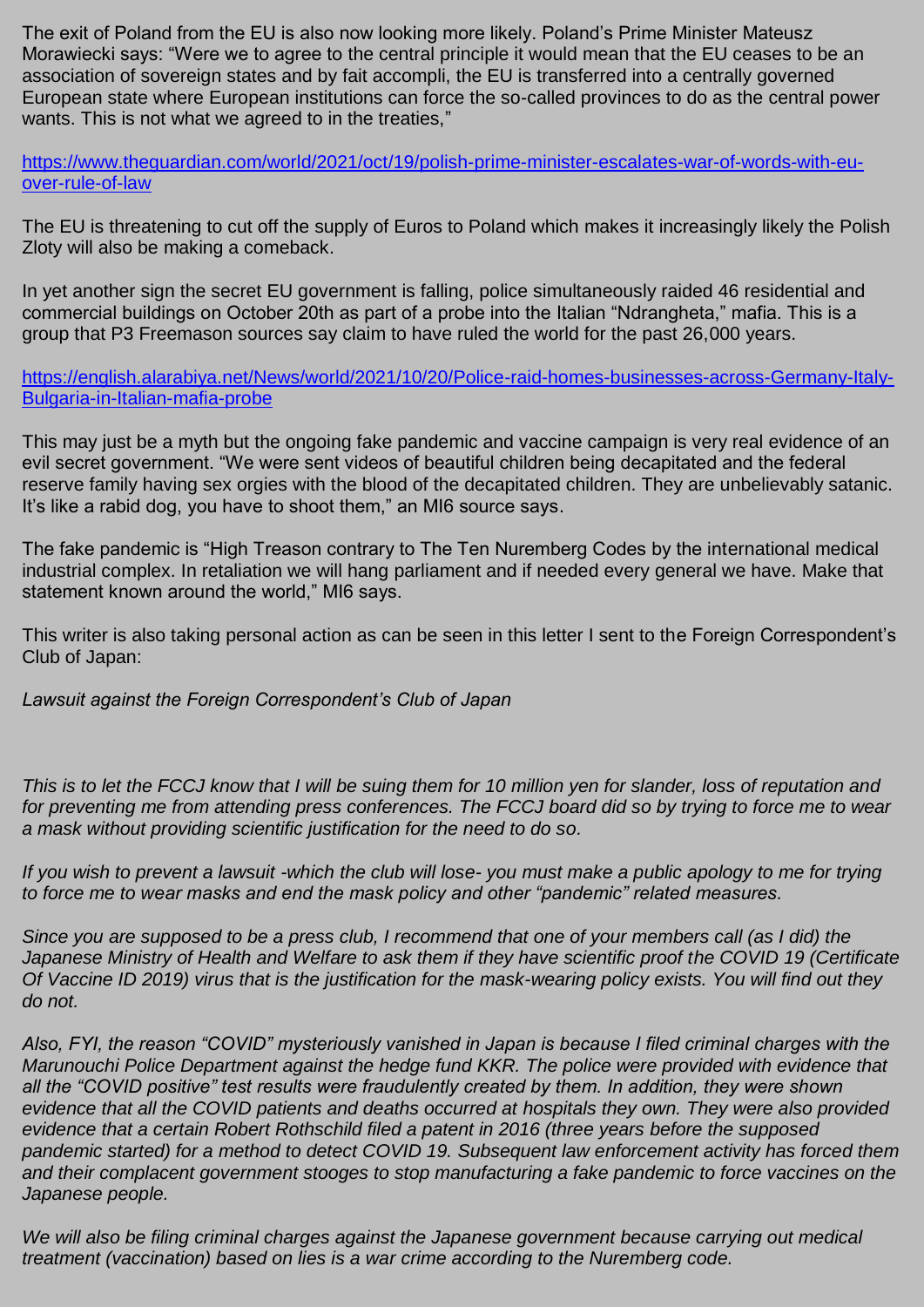The exit of Poland from the EU is also now looking more likely. Poland's Prime Minister Mateusz Morawiecki says: "Were we to agree to the central principle it would mean that the EU ceases to be an association of sovereign states and by fait accompli, the EU is transferred into a centrally governed European state where European institutions can force the so-called provinces to do as the central power wants. This is not what we agreed to in the treaties,"

[https://www.theguardian.com/world/2021/oct/19/polish-prime-minister-escalates-war-of-words-with-eu-over-rule-of-law](https://www.theguardian.com/world/2021/oct/19/polish-prime-minister-escalates-war-of-words-with-eu-over-rule-of-law)

The EU is threatening to cut off the supply of Euros to Poland which makes it increasingly likely the Polish Zloty will also be making a comeback.

In yet another sign the secret EU government is falling, police simultaneously raided 46 residential and commercial buildings on October 20th as part of a probe into the Italian "Ndrangheta," mafia. This is a group that P3 Freemason sources say claim to have ruled the world for the past 26,000 years.

[https://english.alarabiya.net/News/world/2021/10/20/Police-raid-homes-businesses-across-Germany-Italy-Bulgaria-in-Italian-mafia-probe](https://english.alarabiya.net/News/world/2021/10/20/Police-raid-homes-businesses-across-Germany-Italy-Bulgaria-in-Italian-mafia-probe)

This may just be a myth but the ongoing fake pandemic and vaccine campaign is very real evidence of an evil secret government. "We were sent videos of beautiful children being decapitated and the federal reserve family having sex orgies with the blood of the decapitated children. They are unbelievably satanic. It's like a rabid dog, you have to shoot them," an MI6 source says.

The fake pandemic is "High Treason contrary to The Ten Nuremberg Codes by the international medical industrial complex. In retaliation we will hang parliament and if needed every general we have. Make that statement known around the world," MI6 says.

This writer is also taking personal action as can be seen in this letter I sent to the Foreign Correspondent's Club of Japan:

*Lawsuit against the Foreign Correspondent's Club of Japan*

*This is to let the FCCJ know that I will be suing them for 10 million yen for slander, loss of reputation and for preventing me from attending press conferences. The FCCJ board did so by trying to force me to wear a mask without providing scientific justification for the need to do so.*

*If you wish to prevent a lawsuit -which the club will lose- you must make a public apology to me for trying to force me to wear masks and end the mask policy and other "pandemic" related measures.*

*Since you are supposed to be a press club, I recommend that one of your members call (as I did) the Japanese Ministry of Health and Welfare to ask them if they have scientific proof the COVID 19 (Certificate Of Vaccine ID 2019) virus that is the justification for the mask-wearing policy exists. You will find out they do not.*

*Also, FYI, the reason "COVID" mysteriously vanished in Japan is because I filed criminal charges with the Marunouchi Police Department against the hedge fund KKR. The police were provided with evidence that all the "COVID positive" test results were fraudulently created by them. In addition, they were shown evidence that all the COVID patients and deaths occurred at hospitals they own. They were also provided evidence that a certain Robert Rothschild filed a patent in 2016 (three years before the supposed pandemic started) for a method to detect COVID 19. Subsequent law enforcement activity has forced them and their complacent government stooges to stop manufacturing a fake pandemic to force vaccines on the Japanese people.*

*We will also be filing criminal charges against the Japanese government because carrying out medical treatment (vaccination) based on lies is a war crime according to the Nuremberg code.*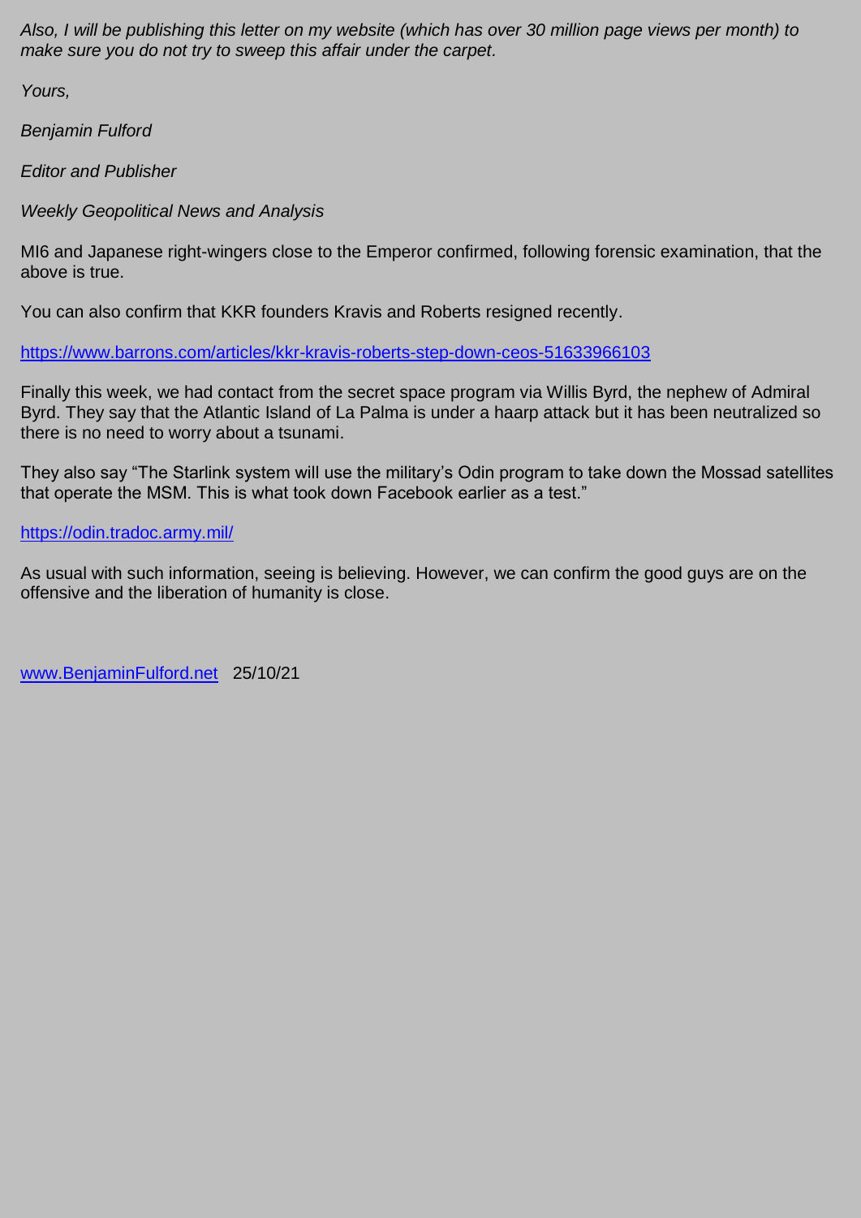*Also, I will be publishing this letter on my website (which has over 30 million page views per month) to make sure you do not try to sweep this affair under the carpet.*

*Yours,*

*Benjamin Fulford*

*Editor and Publisher*

*Weekly Geopolitical News and Analysis*

MI6 and Japanese right-wingers close to the Emperor confirmed, following forensic examination, that the above is true.

You can also confirm that KKR founders Kravis and Roberts resigned recently.

https://www.barrons.com/articles/kkr-kravis-roberts-step-down-ceos-51633966103

Finally this week, we had contact from the secret space program via Willis Byrd, the nephew of Admiral Byrd. They say that the Atlantic Island of La Palma is under a haarp attack but it has been neutralized so there is no need to worry about a tsunami.

They also say "The Starlink system will use the military's Odin program to take down the Mossad satellites that operate the MSM. This is what took down Facebook earlier as a test."

https://odin.tradoc.army.mil/

As usual with such information, seeing is believing. However, we can confirm the good guys are on the offensive and the liberation of humanity is close.

www.BenjaminFulford.net 25/10/21